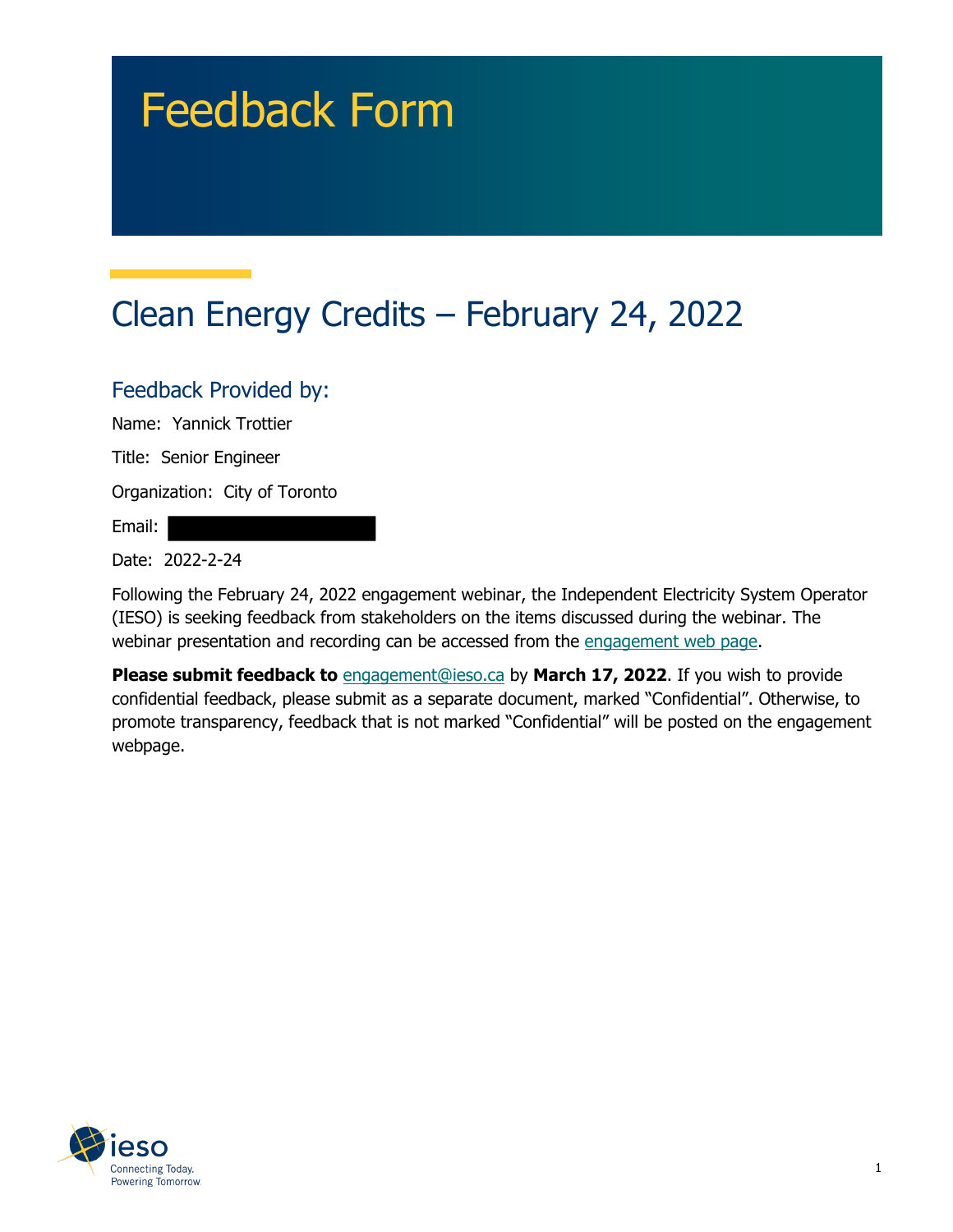# Feedback Form

## Clean Energy Credits – February 24, 2022

### Feedback Provided by:

Name: Yannick Trottier

Title: Senior Engineer

Organization: City of Toronto

Email:

Date: 2022-2-24

Following the February 24, 2022 engagement webinar, the Independent Electricity System Operator (IESO) is seeking feedback from stakeholders on the items discussed during the webinar. The webinar presentation and recording can be accessed from the engagement web page.

**Please submit feedback to** engagement@ieso.ca by **March 17, 2022**. If you wish to provide confidential feedback, please submit as a separate document, marked "Confidential". Otherwise, to promote transparency, feedback that is not marked "Confidential" will be posted on the engagement webpage.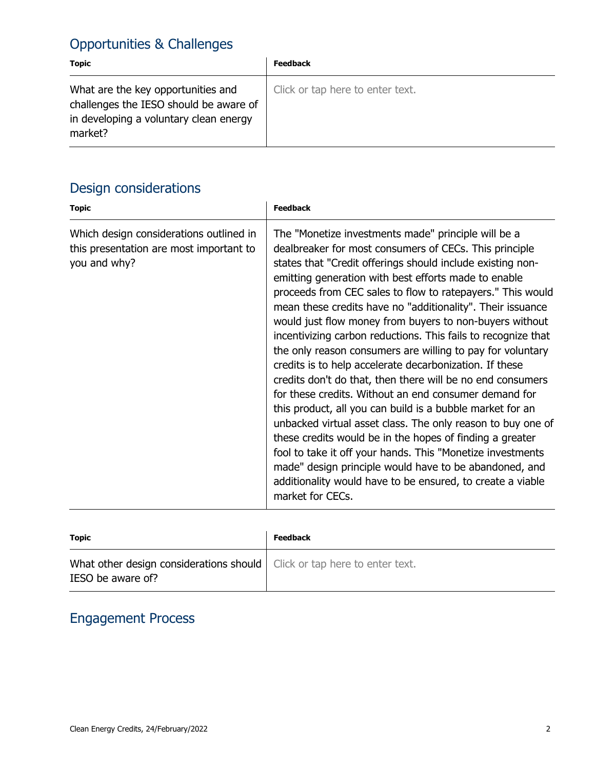## Opportunities & Challenges

| Topic | Feedback |
|---|---|
| What are the key opportunities and challenges the IESO should be aware of in developing a voluntary clean energy market? | Click or tap here to enter text. |

## Design considerations

| Topic | Feedback |
|---|---|
| Which design considerations outlined in this presentation are most important to you and why? | The "Monetize investments made" principle will be a dealbreaker for most consumers of CECs. This principle states that "Credit offerings should include existing non-emitting generation with best efforts made to enable proceeds from CEC sales to flow to ratepayers." This would mean these credits have no "additionality". Their issuance would just flow money from buyers to non-buyers without incentivizing carbon reductions. This fails to recognize that the only reason consumers are willing to pay for voluntary credits is to help accelerate decarbonization. If these credits don't do that, then there will be no end consumers for these credits. Without an end consumer demand for this product, all you can build is a bubble market for an unbacked virtual asset class. The only reason to buy one of these credits would be in the hopes of finding a greater fool to take it off your hands. This "Monetize investments made" design principle would have to be abandoned, and additionality would have to be ensured, to create a viable market for CECs. |

| Topic | Feedback |
|---|---|
| What other design considerations should IESO be aware of? | Click or tap here to enter text. |

## Engagement Process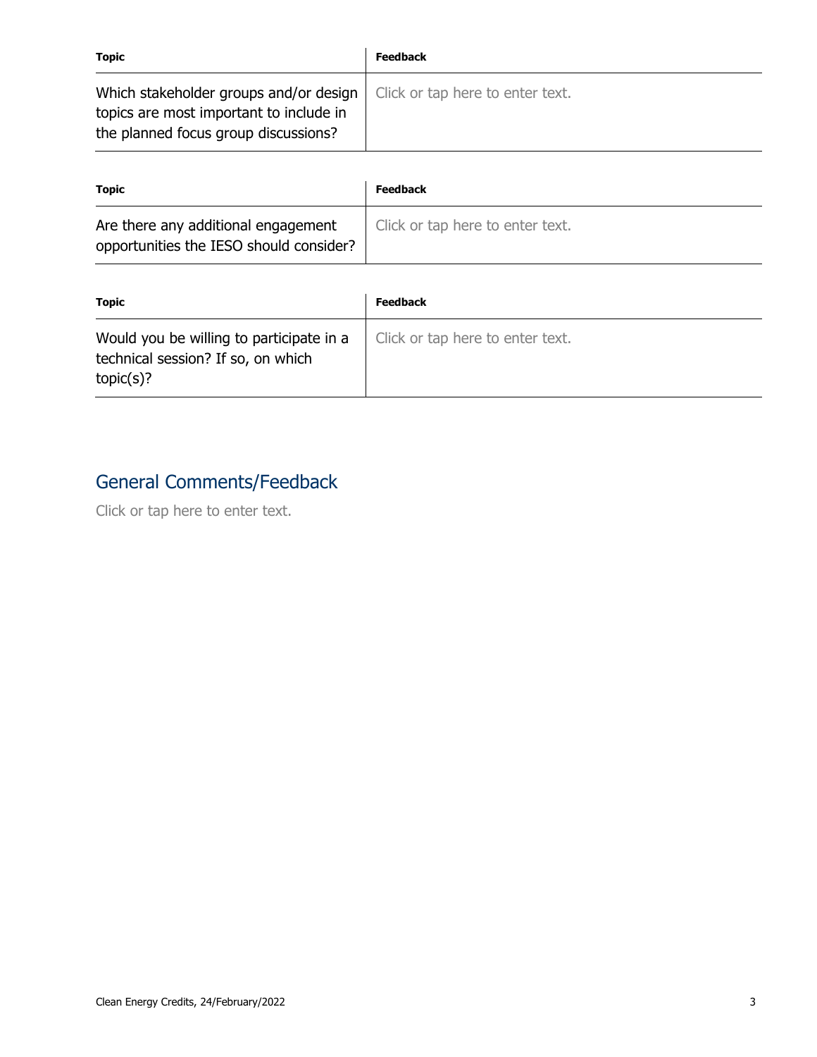| Topic | Feedback |
|---|---|
| Which stakeholder groups and/or design topics are most important to include in the planned focus group discussions? | Click or tap here to enter text. |

| Topic | Feedback |
|---|---|
| Are there any additional engagement opportunities the IESO should consider? | Click or tap here to enter text. |

| Topic | Feedback |
|---|---|
| Would you be willing to participate in a technical session? If so, on which topic(s)? | Click or tap here to enter text. |

## General Comments/Feedback

Click or tap here to enter text.